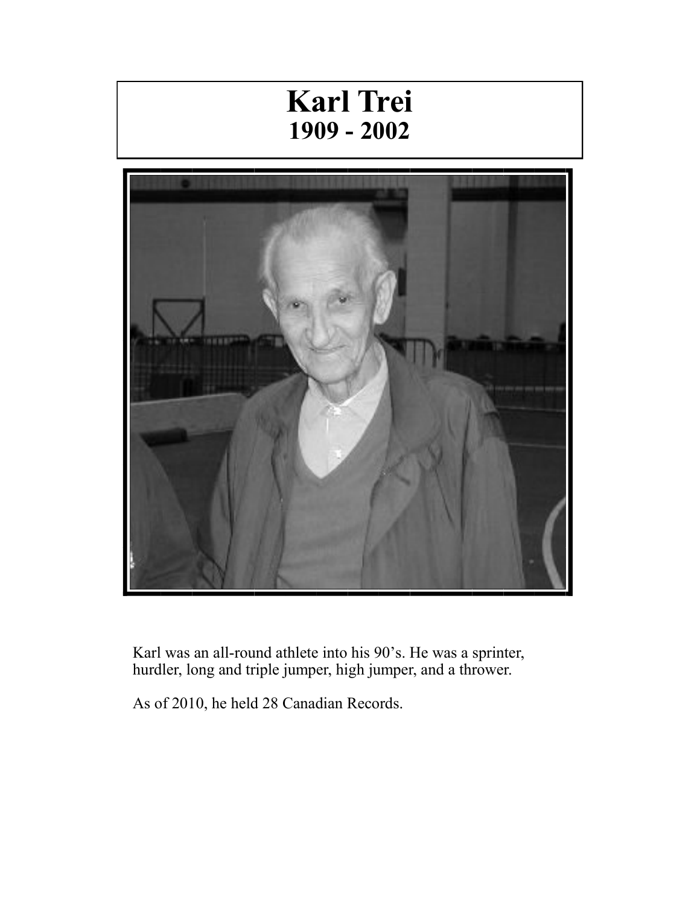# Karl Trei
## 1909 - 2002

Karl was an all-round athlete into his 90's. He was a sprinter, hurdler, long and triple jumper, high jumper, and a thrower.

As of 2010, he held 28 Canadian Records.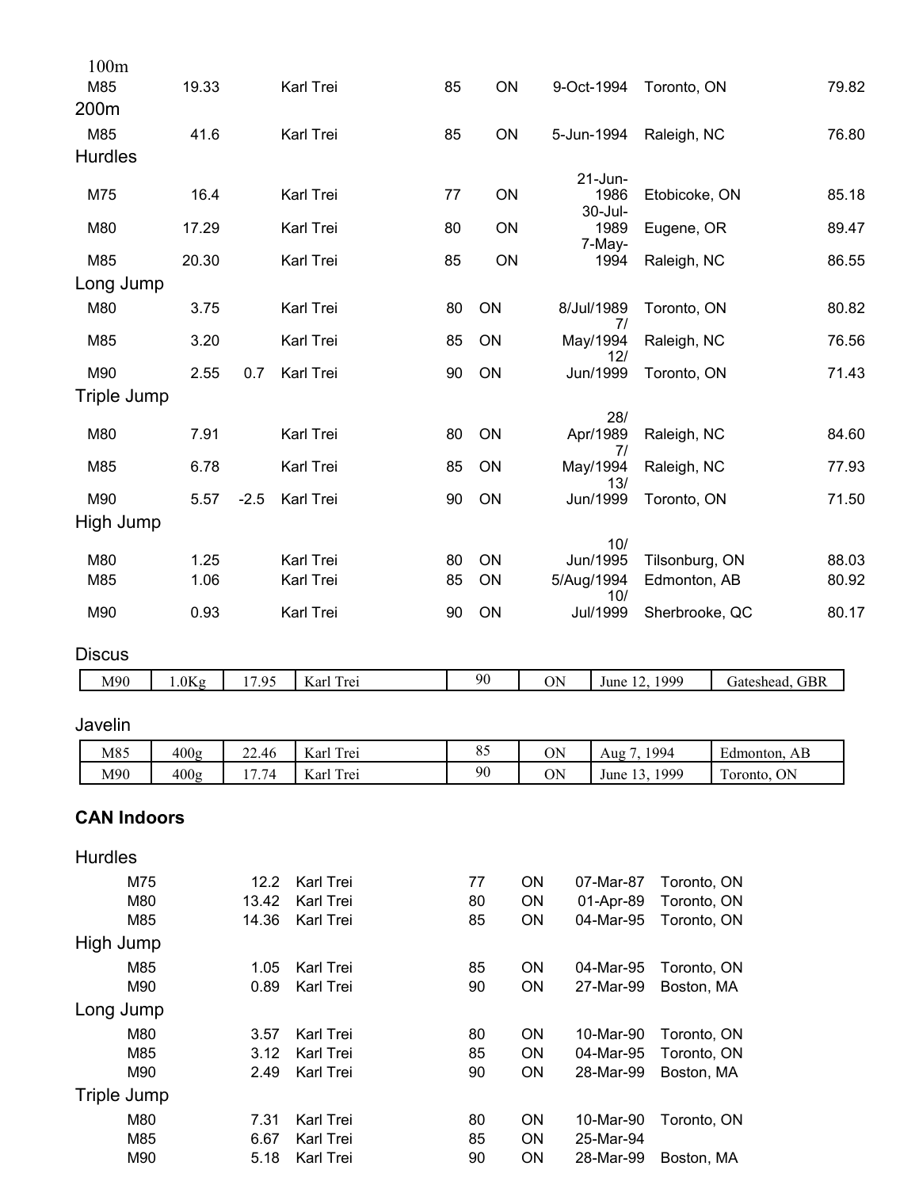## 100m

| | | | | | | | | |
|---|---|---|---|---|---|---|---|---|
| M85 | 19.33 | | Karl Trei | 85 | ON | 9-Oct-1994 | Toronto, ON | 79.82 |

## 200m

| | | | | | | | | |
|---|---|---|---|---|---|---|---|---|
| M85 | 41.6 | | Karl Trei | 85 | ON | 5-Jun-1994 | Raleigh, NC | 76.80 |

## Hurdles

| | | | | | | | | |
|---|---|---|---|---|---|---|---|---|
| M75 | 16.4 | | Karl Trei | 77 | ON | 21-Jun-1986 | Etobicoke, ON | 85.18 |
| M80 | 17.29 | | Karl Trei | 80 | ON | 30-Jul-1989 | Eugene, OR | 89.47 |
| M85 | 20.30 | | Karl Trei | 85 | ON | 7-May-1994 | Raleigh, NC | 86.55 |

## Long Jump

| | | | | | | | | |
|---|---|---|---|---|---|---|---|---|
| M80 | 3.75 | | Karl Trei | 80 | ON | 8/Jul/1989 | Toronto, ON | 80.82 |
| M85 | 3.20 | | Karl Trei | 85 | ON | 7/May/1994 | Raleigh, NC | 76.56 |
| M90 | 2.55 | 0.7 | Karl Trei | 90 | ON | 12/Jun/1999 | Toronto, ON | 71.43 |

## Triple Jump

| | | | | | | | | |
|---|---|---|---|---|---|---|---|---|
| M80 | 7.91 | | Karl Trei | 80 | ON | 28/Apr/1989 | Raleigh, NC | 84.60 |
| M85 | 6.78 | | Karl Trei | 85 | ON | 7/May/1994 | Raleigh, NC | 77.93 |
| M90 | 5.57 | -2.5 | Karl Trei | 90 | ON | 13/Jun/1999 | Toronto, ON | 71.50 |

## High Jump

| | | | | | | | | |
|---|---|---|---|---|---|---|---|---|
| M80 | 1.25 | | Karl Trei | 80 | ON | 10/Jun/1995 | Tilsonburg, ON | 88.03 |
| M85 | 1.06 | | Karl Trei | 85 | ON | 5/Aug/1994 | Edmonton, AB | 80.92 |
| M90 | 0.93 | | Karl Trei | 90 | ON | 10/Jul/1999 | Sherbrooke, QC | 80.17 |

## Discus

| | | | | | | | |
|---|---|---|---|---|---|---|---|
| M90 | 1.0Kg | 17.95 | Karl Trei | 90 | ON | June 12, 1999 | Gateshead, GBR |

## Javelin

| | | | | | | | |
|---|---|---|---|---|---|---|---|
| M85 | 400g | 22.46 | Karl Trei | 85 | ON | Aug 7, 1994 | Edmonton, AB |
| M90 | 400g | 17.74 | Karl Trei | 90 | ON | June 13, 1999 | Toronto, ON |

## CAN Indoors

### Hurdles

| | | | | | | |
|---|---|---|---|---|---|---|
| M75 | 12.2 | Karl Trei | 77 | ON | 07-Mar-87 | Toronto, ON |
| M80 | 13.42 | Karl Trei | 80 | ON | 01-Apr-89 | Toronto, ON |
| M85 | 14.36 | Karl Trei | 85 | ON | 04-Mar-95 | Toronto, ON |

### High Jump

| | | | | | | |
|---|---|---|---|---|---|---|
| M85 | 1.05 | Karl Trei | 85 | ON | 04-Mar-95 | Toronto, ON |
| M90 | 0.89 | Karl Trei | 90 | ON | 27-Mar-99 | Boston, MA |

### Long Jump

| | | | | | | |
|---|---|---|---|---|---|---|
| M80 | 3.57 | Karl Trei | 80 | ON | 10-Mar-90 | Toronto, ON |
| M85 | 3.12 | Karl Trei | 85 | ON | 04-Mar-95 | Toronto, ON |
| M90 | 2.49 | Karl Trei | 90 | ON | 28-Mar-99 | Boston, MA |

### Triple Jump

| | | | | | | |
|---|---|---|---|---|---|---|
| M80 | 7.31 | Karl Trei | 80 | ON | 10-Mar-90 | Toronto, ON |
| M85 | 6.67 | Karl Trei | 85 | ON | 25-Mar-94 | |
| M90 | 5.18 | Karl Trei | 90 | ON | 28-Mar-99 | Boston, MA |